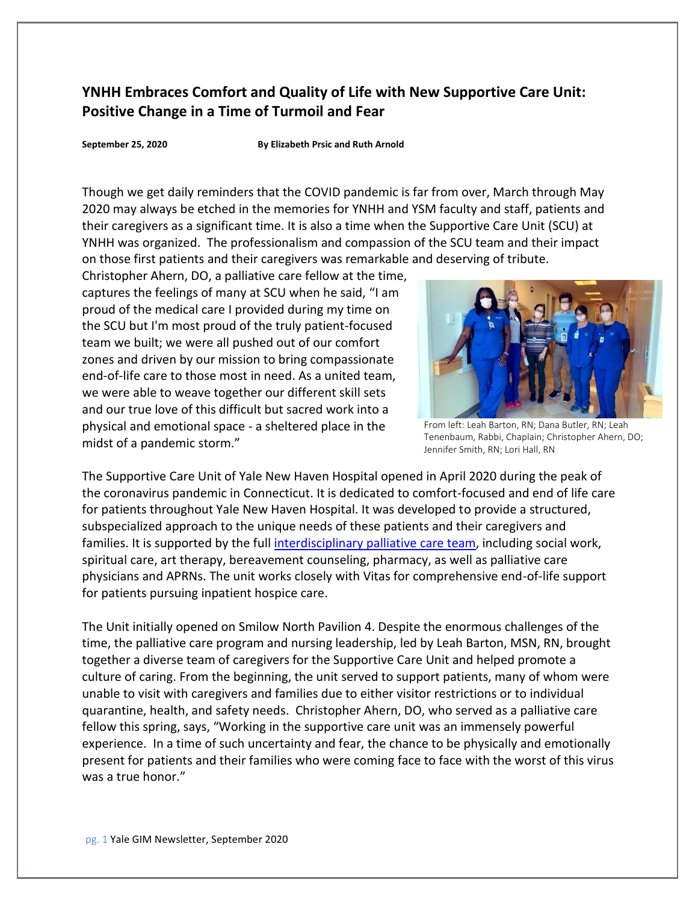# YNHH Embraces Comfort and Quality of Life with New Supportive Care Unit: Positive Change in a Time of Turmoil and Fear

**September 25, 2020** **By Elizabeth Prsic and Ruth Arnold**

Though we get daily reminders that the COVID pandemic is far from over, March through May 2020 may always be etched in the memories for YNHH and YSM faculty and staff, patients and their caregivers as a significant time. It is also a time when the Supportive Care Unit (SCU) at YNHH was organized. The professionalism and compassion of the SCU team and their impact on those first patients and their caregivers was remarkable and deserving of tribute.

Christopher Ahern, DO, a palliative care fellow at the time, captures the feelings of many at SCU when he said, "I am proud of the medical care I provided during my time on the SCU but I'm most proud of the truly patient-focused team we built; we were all pushed out of our comfort zones and driven by our mission to bring compassionate end-of-life care to those most in need. As a united team, we were able to weave together our different skill sets and our true love of this difficult but sacred work into a physical and emotional space - a sheltered place in the midst of a pandemic storm."

From left: Leah Barton, RN; Dana Butler, RN; Leah Tenenbaum, Rabbi, Chaplain; Christopher Ahern, DO; Jennifer Smith, RN; Lori Hall, RN

The Supportive Care Unit of Yale New Haven Hospital opened in April 2020 during the peak of the coronavirus pandemic in Connecticut. It is dedicated to comfort-focused and end of life care for patients throughout Yale New Haven Hospital. It was developed to provide a structured, subspecialized approach to the unique needs of these patients and their caregivers and families. It is supported by the full interdisciplinary palliative care team, including social work, spiritual care, art therapy, bereavement counseling, pharmacy, as well as palliative care physicians and APRNs. The unit works closely with Vitas for comprehensive end-of-life support for patients pursuing inpatient hospice care.

The Unit initially opened on Smilow North Pavilion 4. Despite the enormous challenges of the time, the palliative care program and nursing leadership, led by Leah Barton, MSN, RN, brought together a diverse team of caregivers for the Supportive Care Unit and helped promote a culture of caring. From the beginning, the unit served to support patients, many of whom were unable to visit with caregivers and families due to either visitor restrictions or to individual quarantine, health, and safety needs. Christopher Ahern, DO, who served as a palliative care fellow this spring, says, "Working in the supportive care unit was an immensely powerful experience. In a time of such uncertainty and fear, the chance to be physically and emotionally present for patients and their families who were coming face to face with the worst of this virus was a true honor."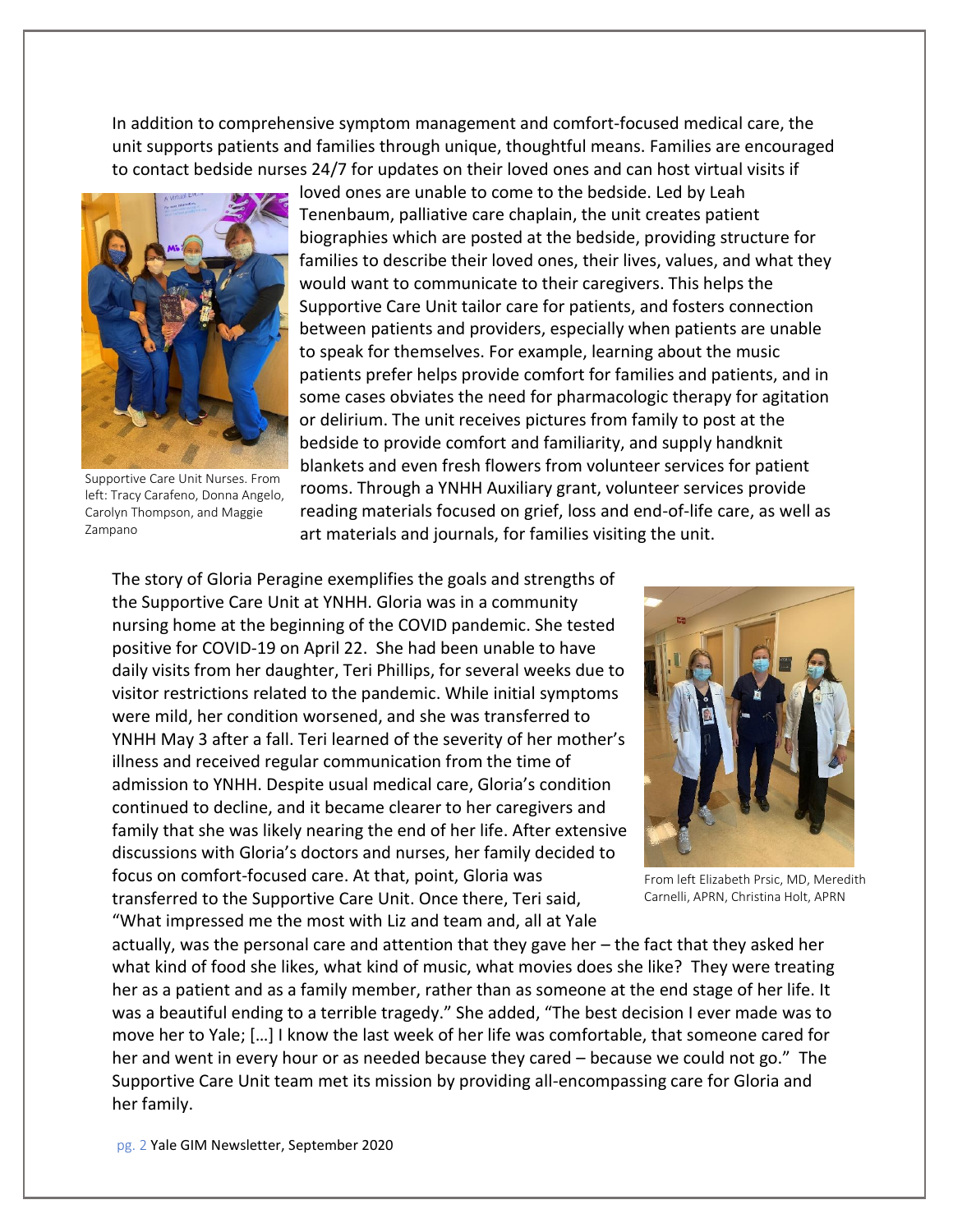In addition to comprehensive symptom management and comfort-focused medical care, the unit supports patients and families through unique, thoughtful means. Families are encouraged to contact bedside nurses 24/7 for updates on their loved ones and can host virtual visits if loved ones are unable to come to the bedside. Led by Leah Tenenbaum, palliative care chaplain, the unit creates patient biographies which are posted at the bedside, providing structure for families to describe their loved ones, their lives, values, and what they would want to communicate to their caregivers. This helps the Supportive Care Unit tailor care for patients, and fosters connection between patients and providers, especially when patients are unable to speak for themselves. For example, learning about the music patients prefer helps provide comfort for families and patients, and in some cases obviates the need for pharmacologic therapy for agitation or delirium. The unit receives pictures from family to post at the bedside to provide comfort and familiarity, and supply handknit blankets and even fresh flowers from volunteer services for patient rooms. Through a YNHH Auxiliary grant, volunteer services provide reading materials focused on grief, loss and end-of-life care, as well as art materials and journals, for families visiting the unit.

Supportive Care Unit Nurses. From left: Tracy Carafeno, Donna Angelo, Carolyn Thompson, and Maggie Zampano

The story of Gloria Peragine exemplifies the goals and strengths of the Supportive Care Unit at YNHH. Gloria was in a community nursing home at the beginning of the COVID pandemic. She tested positive for COVID-19 on April 22. She had been unable to have daily visits from her daughter, Teri Phillips, for several weeks due to visitor restrictions related to the pandemic. While initial symptoms were mild, her condition worsened, and she was transferred to YNHH May 3 after a fall. Teri learned of the severity of her mother's illness and received regular communication from the time of admission to YNHH. Despite usual medical care, Gloria's condition continued to decline, and it became clearer to her caregivers and family that she was likely nearing the end of her life. After extensive discussions with Gloria's doctors and nurses, her family decided to focus on comfort-focused care. At that, point, Gloria was transferred to the Supportive Care Unit. Once there, Teri said, "What impressed me the most with Liz and team and, all at Yale actually, was the personal care and attention that they gave her – the fact that they asked her what kind of food she likes, what kind of music, what movies does she like? They were treating her as a patient and as a family member, rather than as someone at the end stage of her life. It was a beautiful ending to a terrible tragedy." She added, "The best decision I ever made was to move her to Yale; […] I know the last week of her life was comfortable, that someone cared for her and went in every hour or as needed because they cared – because we could not go." The Supportive Care Unit team met its mission by providing all-encompassing care for Gloria and her family.

From left Elizabeth Prsic, MD, Meredith Carnelli, APRN, Christina Holt, APRN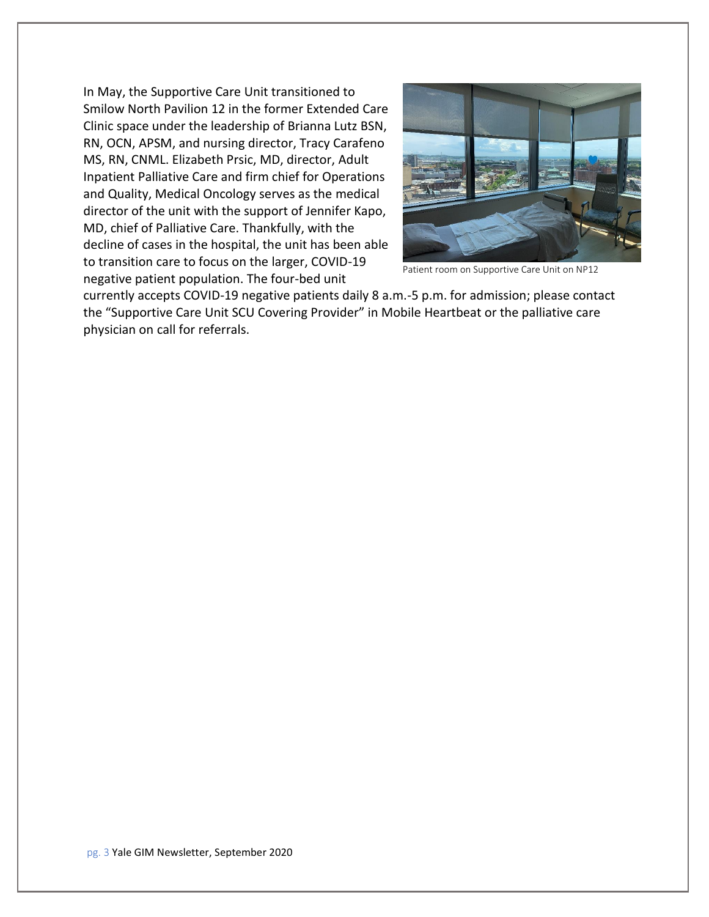In May, the Supportive Care Unit transitioned to Smilow North Pavilion 12 in the former Extended Care Clinic space under the leadership of Brianna Lutz BSN, RN, OCN, APSM, and nursing director, Tracy Carafeno MS, RN, CNML. Elizabeth Prsic, MD, director, Adult Inpatient Palliative Care and firm chief for Operations and Quality, Medical Oncology serves as the medical director of the unit with the support of Jennifer Kapo, MD, chief of Palliative Care. Thankfully, with the decline of cases in the hospital, the unit has been able to transition care to focus on the larger, COVID-19 negative patient population. The four-bed unit currently accepts COVID-19 negative patients daily 8 a.m.-5 p.m. for admission; please contact the "Supportive Care Unit SCU Covering Provider" in Mobile Heartbeat or the palliative care physician on call for referrals.

Patient room on Supportive Care Unit on NP12